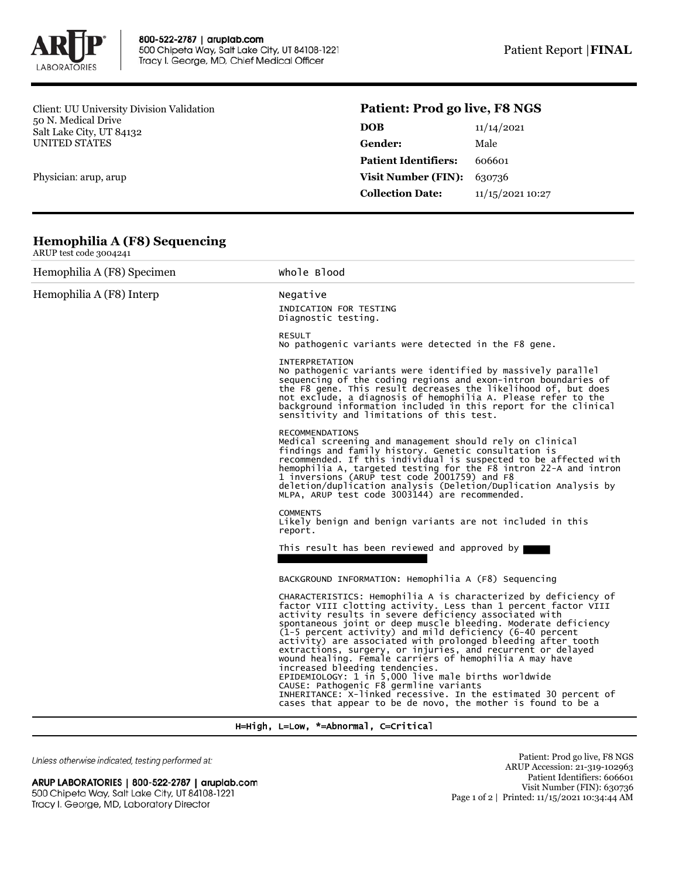Client: UU University Division Validation
50 N. Medical Drive
Salt Lake City, UT 84132
UNITED STATES

Physician: arup, arup

## Patient: Prod go live, F8 NGS

| | |
|---|---|
| **DOB** | 11/14/2021 |
| **Gender:** | Male |
| **Patient Identifiers:** | 606601 |
| **Visit Number (FIN):** | 630736 |
| **Collection Date:** | 11/15/2021 10:27 |

## Hemophilia A (F8) Sequencing

ARUP test code 3004241

| | |
|---|---|
| Hemophilia A (F8) Specimen | Whole Blood |
| Hemophilia A (F8) Interp | Negative |

INDICATION FOR TESTING
Diagnostic testing.

RESULT
No pathogenic variants were detected in the F8 gene.

INTERPRETATION
No pathogenic variants were identified by massively parallel sequencing of the coding regions and exon-intron boundaries of the F8 gene. This result decreases the likelihood of, but does not exclude, a diagnosis of hemophilia A. Please refer to the background information included in this report for the clinical sensitivity and limitations of this test.

RECOMMENDATIONS
Medical screening and management should rely on clinical findings and family history. Genetic consultation is recommended. If this individual is suspected to be affected with hemophilia A, targeted testing for the F8 intron 22-A and intron 1 inversions (ARUP test code 2001759) and F8 deletion/duplication analysis (Deletion/Duplication Analysis by MLPA, ARUP test code 3003144) are recommended.

COMMENTS
Likely benign and benign variants are not included in this report.

This result has been reviewed and approved by

BACKGROUND INFORMATION: Hemophilia A (F8) Sequencing

CHARACTERISTICS: Hemophilia A is characterized by deficiency of factor VIII clotting activity. Less than 1 percent factor VIII activity results in severe deficiency associated with spontaneous joint or deep muscle bleeding. Moderate deficiency (1-5 percent activity) and mild deficiency (6-40 percent activity) are associated with prolonged bleeding after tooth extractions, surgery, or injuries, and recurrent or delayed wound healing. Female carriers of hemophilia A may have increased bleeding tendencies.
EPIDEMIOLOGY: 1 in 5,000 live male births worldwide
CAUSE: Pathogenic F8 germline variants
INHERITANCE: X-linked recessive. In the estimated 30 percent of cases that appear to be de novo, the mother is found to be a

H=High, L=Low, *=Abnormal, C=Critical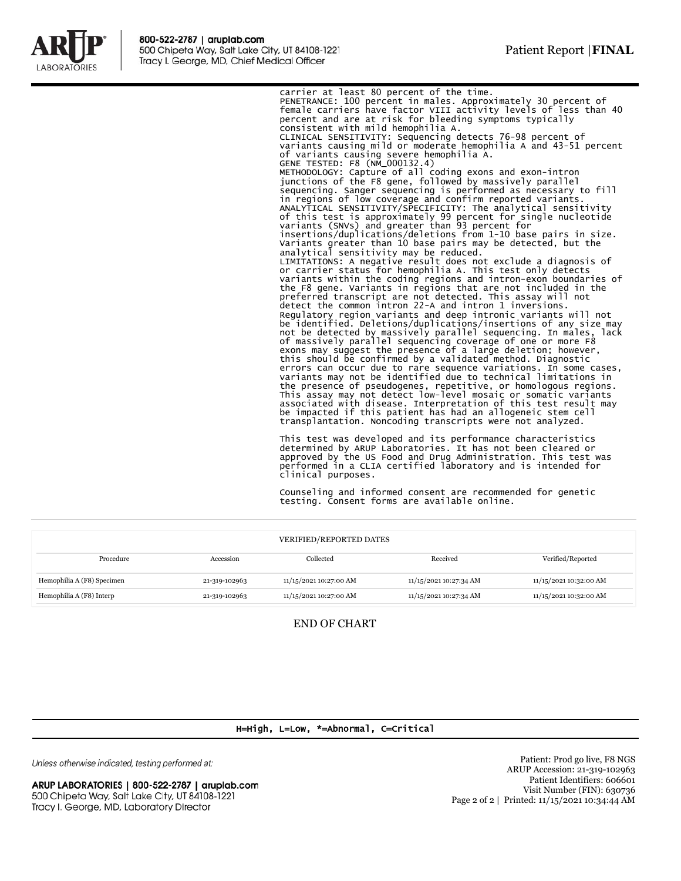carrier at least 80 percent of the time.
PENETRANCE: 100 percent in males. Approximately 30 percent of female carriers have factor VIII activity levels of less than 40 percent and are at risk for bleeding symptoms typically consistent with mild hemophilia A.
CLINICAL SENSITIVITY: Sequencing detects 76-98 percent of variants causing mild or moderate hemophilia A and 43-51 percent of variants causing severe hemophilia A.
GENE TESTED: F8 (NM_000132.4)
METHODOLOGY: Capture of all coding exons and exon-intron junctions of the F8 gene, followed by massively parallel sequencing. Sanger sequencing is performed as necessary to fill in regions of low coverage and confirm reported variants.
ANALYTICAL SENSITIVITY/SPECIFICITY: The analytical sensitivity of this test is approximately 99 percent for single nucleotide variants (SNVs) and greater than 93 percent for insertions/duplications/deletions from 1-10 base pairs in size. Variants greater than 10 base pairs may be detected, but the analytical sensitivity may be reduced.
LIMITATIONS: A negative result does not exclude a diagnosis of or carrier status for hemophilia A. This test only detects variants within the coding regions and intron-exon boundaries of the F8 gene. Variants in regions that are not included in the preferred transcript are not detected. This assay will not detect the common intron 22-A and intron 1 inversions. Regulatory region variants and deep intronic variants will not be identified. Deletions/duplications/insertions of any size may not be detected by massively parallel sequencing. In males, lack of massively parallel sequencing coverage of one or more F8 exons may suggest the presence of a large deletion; however, this should be confirmed by a validated method. Diagnostic errors can occur due to rare sequence variations. In some cases, variants may not be identified due to technical limitations in the presence of pseudogenes, repetitive, or homologous regions. This assay may not detect low-level mosaic or somatic variants associated with disease. Interpretation of this test result may be impacted if this patient has had an allogeneic stem cell transplantation. Noncoding transcripts were not analyzed.

This test was developed and its performance characteristics determined by ARUP Laboratories. It has not been cleared or approved by the US Food and Drug Administration. This test was performed in a CLIA certified laboratory and is intended for clinical purposes.

Counseling and informed consent are recommended for genetic testing. Consent forms are available online.

VERIFIED/REPORTED DATES

| Procedure | Accession | Collected | Received | Verified/Reported |
|---|---|---|---|---|
| Hemophilia A (F8) Specimen | 21-319-102963 | 11/15/2021 10:27:00 AM | 11/15/2021 10:27:34 AM | 11/15/2021 10:32:00 AM |
| Hemophilia A (F8) Interp | 21-319-102963 | 11/15/2021 10:27:00 AM | 11/15/2021 10:27:34 AM | 11/15/2021 10:32:00 AM |

END OF CHART

H=High, L=Low, *=Abnormal, C=Critical

*Unless otherwise indicated, testing performed at:*

**ARUP LABORATORIES | 800-522-2787 | aruplab.com**
500 Chipeta Way, Salt Lake City, UT 84108-1221
Tracy I. George, MD, Laboratory Director

Patient: Prod go live, F8 NGS
ARUP Accession: 21-319-102963
Patient Identifiers: 606601
Visit Number (FIN): 630736
Printed: 11/15/2021 10:34:44 AM